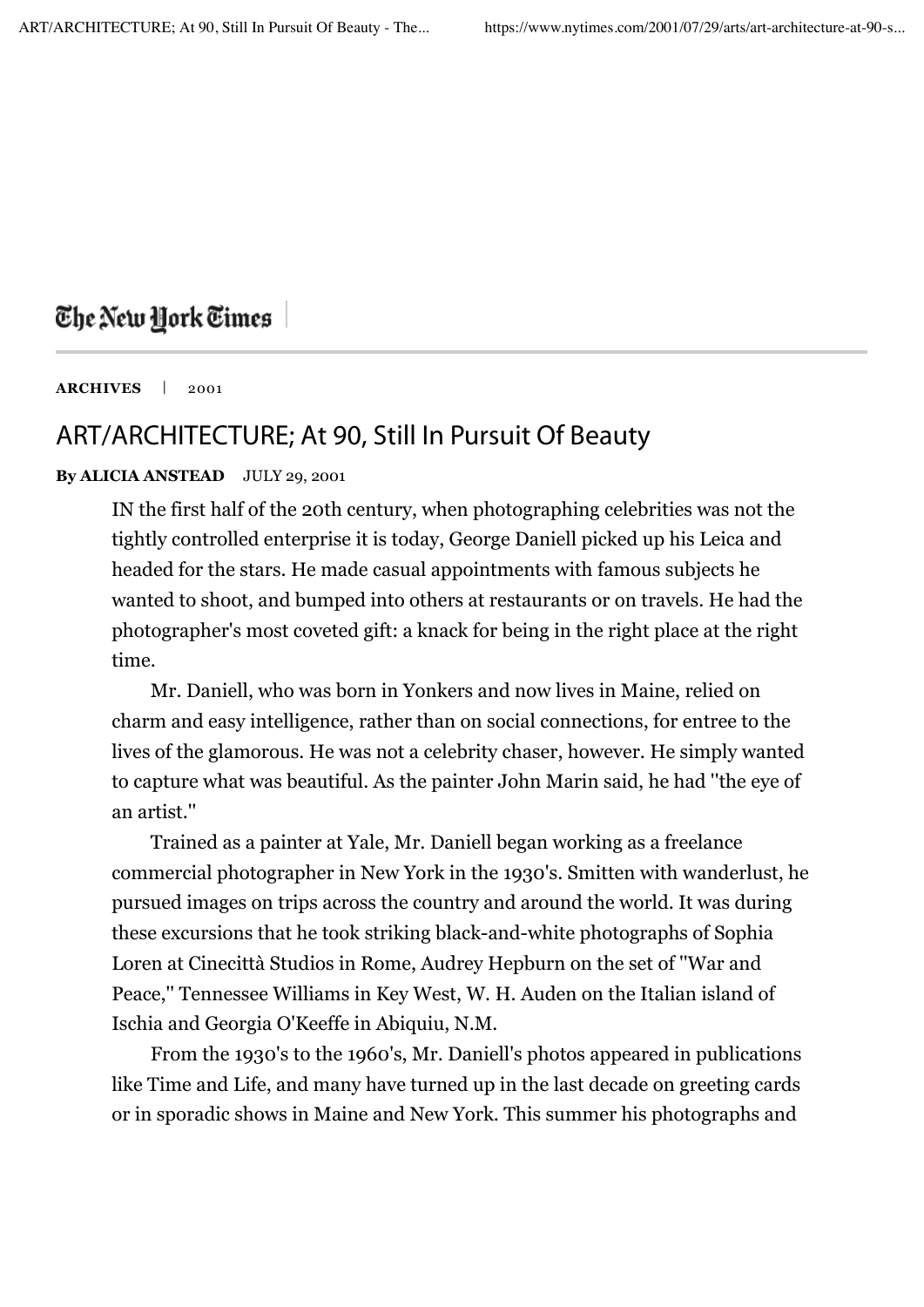The New York Times

**ARCHIVES** | 2001

# ART/ARCHITECTURE; At 90, Still In Pursuit Of Beauty

**By ALICIA ANSTEAD** JULY 29, 2001

IN the first half of the 20th century, when photographing celebrities was not the tightly controlled enterprise it is today, George Daniell picked up his Leica and headed for the stars. He made casual appointments with famous subjects he wanted to shoot, and bumped into others at restaurants or on travels. He had the photographer's most coveted gift: a knack for being in the right place at the right time.

Mr. Daniell, who was born in Yonkers and now lives in Maine, relied on charm and easy intelligence, rather than on social connections, for entree to the lives of the glamorous. He was not a celebrity chaser, however. He simply wanted to capture what was beautiful. As the painter John Marin said, he had ''the eye of an artist.''

Trained as a painter at Yale, Mr. Daniell began working as a freelance commercial photographer in New York in the 1930's. Smitten with wanderlust, he pursued images on trips across the country and around the world. It was during these excursions that he took striking black-and-white photographs of Sophia Loren at Cinecittà Studios in Rome, Audrey Hepburn on the set of ''War and Peace,'' Tennessee Williams in Key West, W. H. Auden on the Italian island of Ischia and Georgia O'Keeffe in Abiquiu, N.M.

From the 1930's to the 1960's, Mr. Daniell's photos appeared in publications like Time and Life, and many have turned up in the last decade on greeting cards or in sporadic shows in Maine and New York. This summer his photographs and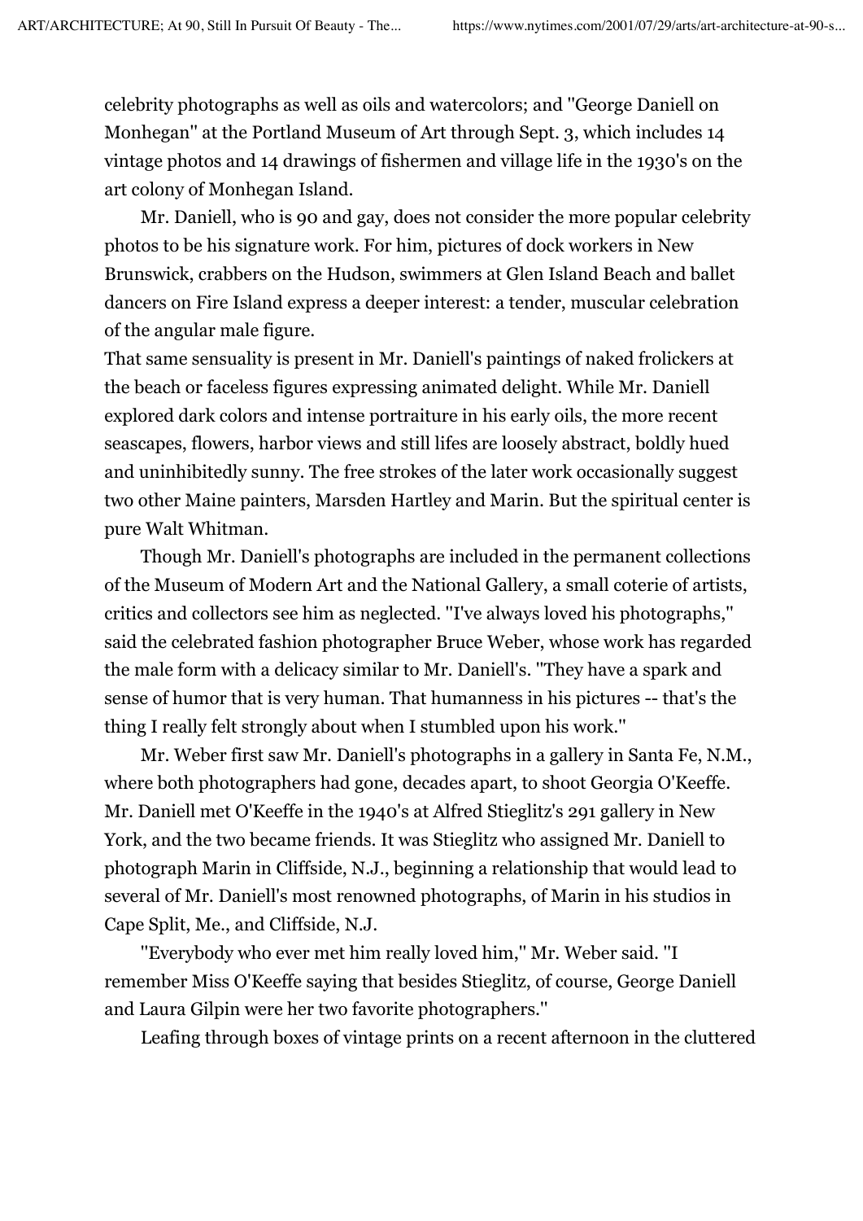celebrity photographs as well as oils and watercolors; and ''George Daniell on Monhegan'' at the Portland Museum of Art through Sept. 3, which includes 14 vintage photos and 14 drawings of fishermen and village life in the 1930's on the art colony of Monhegan Island.

Mr. Daniell, who is 90 and gay, does not consider the more popular celebrity photos to be his signature work. For him, pictures of dock workers in New Brunswick, crabbers on the Hudson, swimmers at Glen Island Beach and ballet dancers on Fire Island express a deeper interest: a tender, muscular celebration of the angular male figure.

That same sensuality is present in Mr. Daniell's paintings of naked frolickers at the beach or faceless figures expressing animated delight. While Mr. Daniell explored dark colors and intense portraiture in his early oils, the more recent seascapes, flowers, harbor views and still lifes are loosely abstract, boldly hued and uninhibitedly sunny. The free strokes of the later work occasionally suggest two other Maine painters, Marsden Hartley and Marin. But the spiritual center is pure Walt Whitman.

Though Mr. Daniell's photographs are included in the permanent collections of the Museum of Modern Art and the National Gallery, a small coterie of artists, critics and collectors see him as neglected. ''I've always loved his photographs,'' said the celebrated fashion photographer Bruce Weber, whose work has regarded the male form with a delicacy similar to Mr. Daniell's. ''They have a spark and sense of humor that is very human. That humanness in his pictures -- that's the thing I really felt strongly about when I stumbled upon his work.''

Mr. Weber first saw Mr. Daniell's photographs in a gallery in Santa Fe, N.M., where both photographers had gone, decades apart, to shoot Georgia O'Keeffe. Mr. Daniell met O'Keeffe in the 1940's at Alfred Stieglitz's 291 gallery in New York, and the two became friends. It was Stieglitz who assigned Mr. Daniell to photograph Marin in Cliffside, N.J., beginning a relationship that would lead to several of Mr. Daniell's most renowned photographs, of Marin in his studios in Cape Split, Me., and Cliffside, N.J.

''Everybody who ever met him really loved him,'' Mr. Weber said. ''I remember Miss O'Keeffe saying that besides Stieglitz, of course, George Daniell and Laura Gilpin were her two favorite photographers.''

Leafing through boxes of vintage prints on a recent afternoon in the cluttered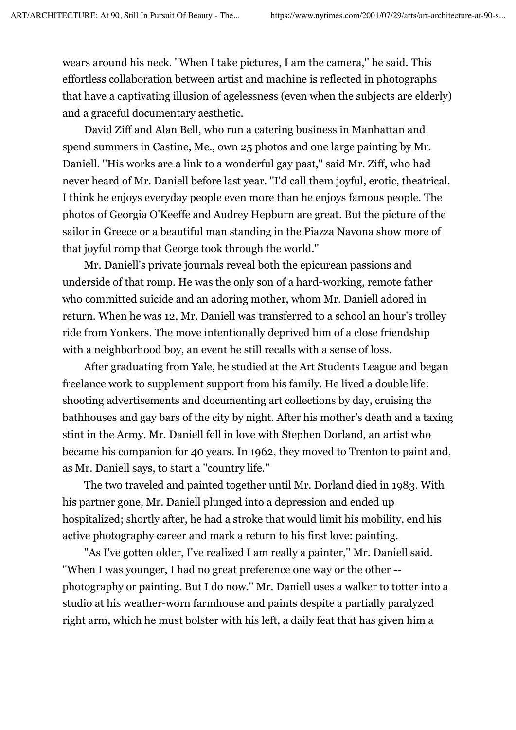wears around his neck. ''When I take pictures, I am the camera,'' he said. This effortless collaboration between artist and machine is reflected in photographs that have a captivating illusion of agelessness (even when the subjects are elderly) and a graceful documentary aesthetic.

David Ziff and Alan Bell, who run a catering business in Manhattan and spend summers in Castine, Me., own 25 photos and one large painting by Mr. Daniell. ''His works are a link to a wonderful gay past,'' said Mr. Ziff, who had never heard of Mr. Daniell before last year. ''I'd call them joyful, erotic, theatrical. I think he enjoys everyday people even more than he enjoys famous people. The photos of Georgia O'Keeffe and Audrey Hepburn are great. But the picture of the sailor in Greece or a beautiful man standing in the Piazza Navona show more of that joyful romp that George took through the world.''

Mr. Daniell's private journals reveal both the epicurean passions and underside of that romp. He was the only son of a hard-working, remote father who committed suicide and an adoring mother, whom Mr. Daniell adored in return. When he was 12, Mr. Daniell was transferred to a school an hour's trolley ride from Yonkers. The move intentionally deprived him of a close friendship with a neighborhood boy, an event he still recalls with a sense of loss.

After graduating from Yale, he studied at the Art Students League and began freelance work to supplement support from his family. He lived a double life: shooting advertisements and documenting art collections by day, cruising the bathhouses and gay bars of the city by night. After his mother's death and a taxing stint in the Army, Mr. Daniell fell in love with Stephen Dorland, an artist who became his companion for 40 years. In 1962, they moved to Trenton to paint and, as Mr. Daniell says, to start a ''country life.''

The two traveled and painted together until Mr. Dorland died in 1983. With his partner gone, Mr. Daniell plunged into a depression and ended up hospitalized; shortly after, he had a stroke that would limit his mobility, end his active photography career and mark a return to his first love: painting.

''As I've gotten older, I've realized I am really a painter,'' Mr. Daniell said. ''When I was younger, I had no great preference one way or the other -- photography or painting. But I do now.'' Mr. Daniell uses a walker to totter into a studio at his weather-worn farmhouse and paints despite a partially paralyzed right arm, which he must bolster with his left, a daily feat that has given him a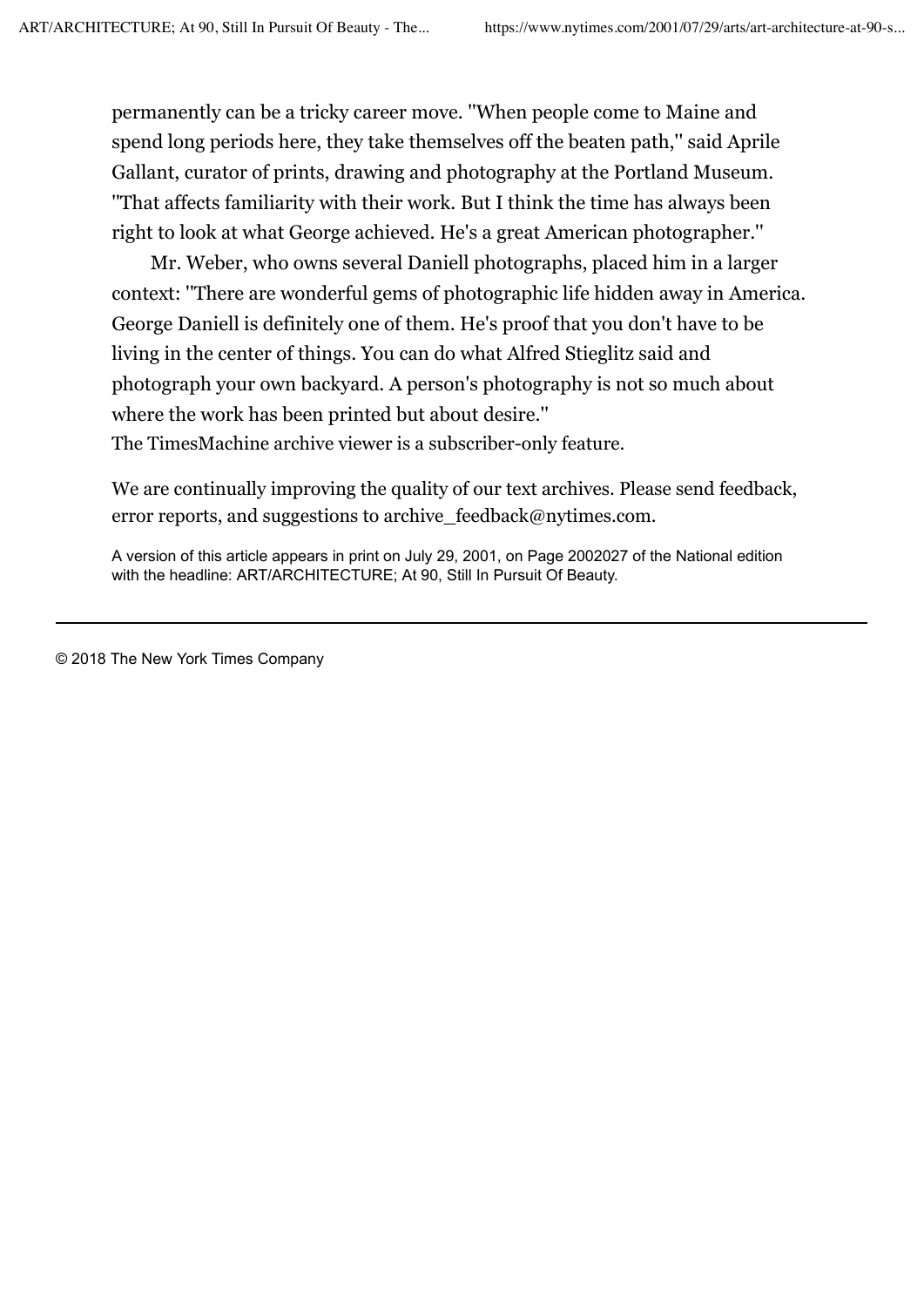permanently can be a tricky career move. ''When people come to Maine and spend long periods here, they take themselves off the beaten path,'' said Aprile Gallant, curator of prints, drawing and photography at the Portland Museum. ''That affects familiarity with their work. But I think the time has always been right to look at what George achieved. He's a great American photographer.''

Mr. Weber, who owns several Daniell photographs, placed him in a larger context: ''There are wonderful gems of photographic life hidden away in America. George Daniell is definitely one of them. He's proof that you don't have to be living in the center of things. You can do what Alfred Stieglitz said and photograph your own backyard. A person's photography is not so much about where the work has been printed but about desire.''

The TimesMachine archive viewer is a subscriber-only feature.

We are continually improving the quality of our text archives. Please send feedback, error reports, and suggestions to archive_feedback@nytimes.com.

A version of this article appears in print on July 29, 2001, on Page 2002027 of the National edition with the headline: ART/ARCHITECTURE; At 90, Still In Pursuit Of Beauty.

© 2018 The New York Times Company